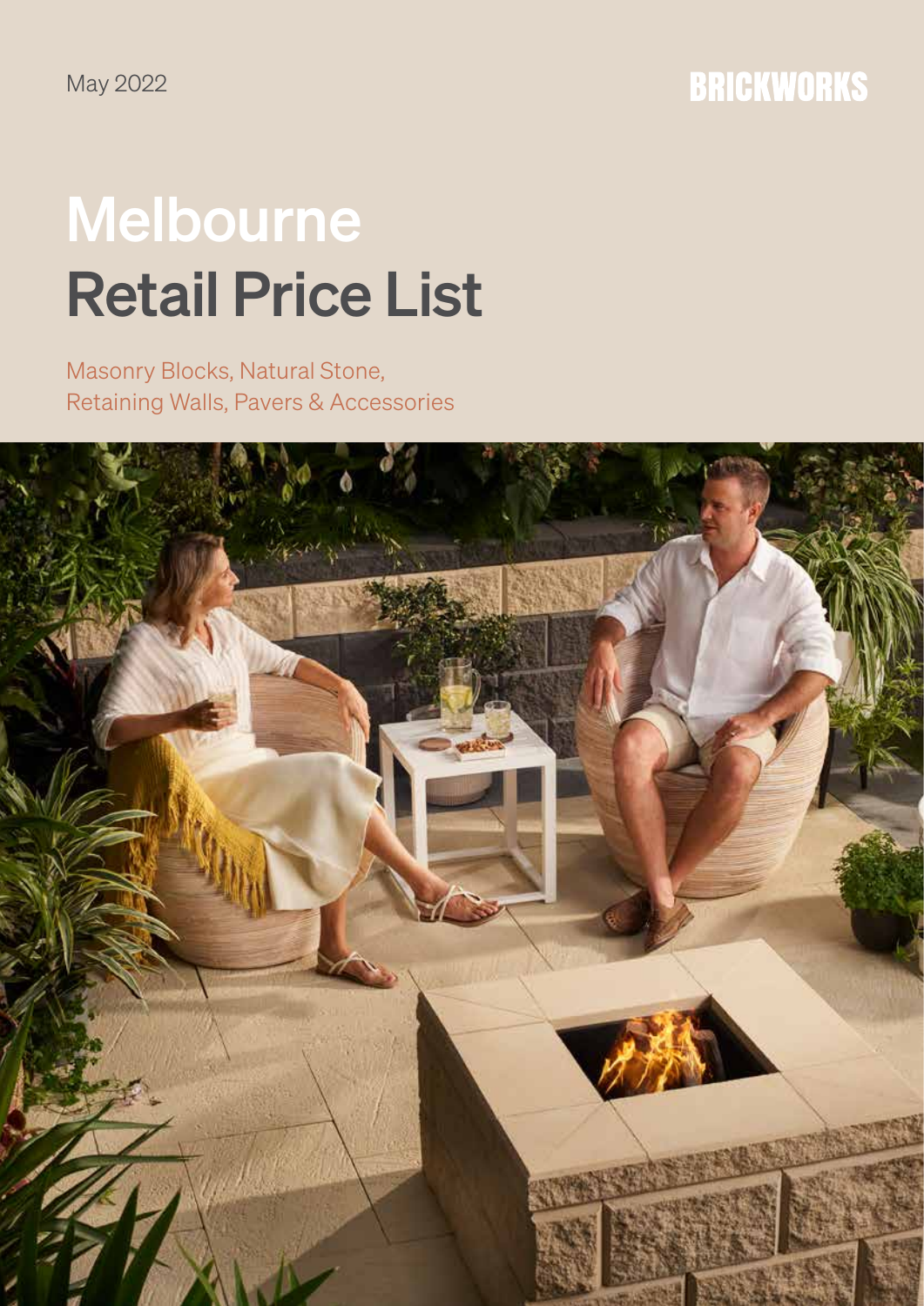May 2022

BRICKWORKS

# Melbourne Retail Price List

Masonry Blocks, Natural Stone, Retaining Walls, Pavers & Accessories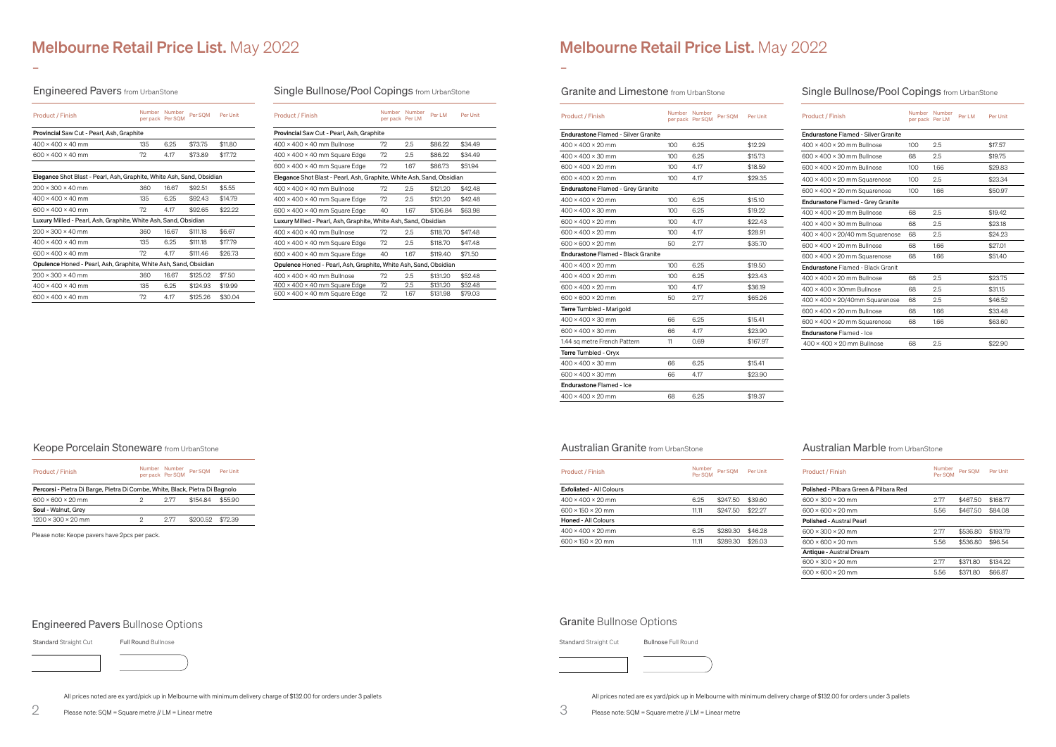# Melbourne Retail Price List. May 2022

## Engineered Pavers from UrbanStone

| Product / Finish | Number per pack | Number Per SQM | Per SQM | Per Unit |
|---|---|---|---|---|
| **Provincial** Saw Cut - Pearl, Ash, Graphite | | | | |
| 400 × 400 × 40 mm | 135 | 6.25 | $73.75 | $11.80 |
| 600 × 400 × 40 mm | 72 | 4.17 | $73.89 | $17.72 |
| **Elegance** Shot Blast - Pearl, Ash, Graphite, White Ash, Sand, Obsidian | | | | |
| 200 × 300 × 40 mm | 360 | 16.67 | $92.51 | $5.55 |
| 400 × 400 × 40 mm | 135 | 6.25 | $92.43 | $14.79 |
| 600 × 400 × 40 mm | 72 | 4.17 | $92.65 | $22.22 |
| **Luxury** Milled - Pearl, Ash, Graphite, White Ash, Sand, Obsidian | | | | |
| 200 × 300 × 40 mm | 360 | 16.67 | $111.18 | $6.67 |
| 400 × 400 × 40 mm | 135 | 6.25 | $111.18 | $17.79 |
| 600 × 400 × 40 mm | 72 | 4.17 | $111.46 | $26.73 |
| **Opulence** Honed - Pearl, Ash, Graphite, White Ash, Sand, Obsidian | | | | |
| 200 × 300 × 40 mm | 360 | 16.67 | $125.02 | $7.50 |
| 400 × 400 × 40 mm | 135 | 6.25 | $124.93 | $19.99 |
| 600 × 400 × 40 mm | 72 | 4.17 | $125.26 | $30.04 |

## Single Bullnose/Pool Copings from UrbanStone

| Product / Finish | Number per pack | Number Per LM | Per LM | Per Unit |
|---|---|---|---|---|
| **Provincial** Saw Cut - Pearl, Ash, Graphite | | | | |
| 400 × 400 × 40 mm Bullnose | 72 | 2.5 | $86.22 | $34.49 |
| 400 × 400 × 40 mm Square Edge | 72 | 2.5 | $86.22 | $34.49 |
| 600 × 400 × 40 mm Square Edge | 72 | 1.67 | $86.73 | $51.94 |
| **Elegance** Shot Blast - Pearl, Ash, Graphite, White Ash, Sand, Obsidian | | | | |
| 400 × 400 × 40 mm Bullnose | 72 | 2.5 | $121.20 | $42.48 |
| 400 × 400 × 40 mm Square Edge | 72 | 2.5 | $121.20 | $42.48 |
| 600 × 400 × 40 mm Square Edge | 40 | 1.67 | $106.84 | $63.98 |
| **Luxury** Milled - Pearl, Ash, Graphite, White Ash, Sand, Obsidian | | | | |
| 400 × 400 × 40 mm Bullnose | 72 | 2.5 | $118.70 | $47.48 |
| 400 × 400 × 40 mm Square Edge | 72 | 2.5 | $118.70 | $47.48 |
| 600 × 400 × 40 mm Square Edge | 40 | 1.67 | $119.40 | $71.50 |
| **Opulence** Honed - Pearl, Ash, Graphite, White Ash, Sand, Obsidian | | | | |
| 400 × 400 × 40 mm Bullnose | 72 | 2.5 | $131.20 | $52.48 |
| 400 × 400 × 40 mm Square Edge | 72 | 2.5 | $131.20 | $52.48 |
| 600 × 400 × 40 mm Square Edge | 72 | 1.67 | $131.98 | $79.03 |

## Keope Porcelain Stoneware from UrbanStone

| Product / Finish | Number per pack | Number Per SQM | Per SQM | Per Unit |
|---|---|---|---|---|
| **Percorsi** - Pietra Di Barge, Pietra Di Combe, White, Black, Pietra Di Bagnolo | | | | |
| 600 × 600 × 20 mm | 2 | 2.77 | $154.84 | $55.90 |
| **Soul** - Walnut, Grey | | | | |
| 1200 × 300 × 20 mm | 2 | 2.77 | $200.52 | $72.39 |

Please note: Keope pavers have 2pcs per pack.

## Engineered Pavers Bullnose Options

Standard Straight Cut

Full Round Bullnose

All prices noted are ex yard/pick up in Melbourne with minimum delivery charge of $132.00 for orders under 3 pallets

Please note: SQM = Square metre // LM = Linear metre

# Melbourne Retail Price List. May 2022

## Granite and Limestone from UrbanStone

| Product / Finish | Number per pack | Number Per SQM | Per SQM | Per Unit |
|---|---|---|---|---|
| **Endurastone** Flamed - Silver Granite | | | | |
| 400 × 400 × 20 mm | 100 | 6.25 | | $12.29 |
| 400 × 400 × 30 mm | 100 | 6.25 | | $15.73 |
| 600 × 400 × 20 mm | 100 | 4.17 | | $18.59 |
| 600 × 400 × 20 mm | 100 | 4.17 | | $29.35 |
| **Endurastone** Flamed - Grey Granite | | | | |
| 400 × 400 × 20 mm | 100 | 6.25 | | $15.10 |
| 400 × 400 × 30 mm | 100 | 6.25 | | $19.22 |
| 600 × 400 × 20 mm | 100 | 4.17 | | $22.43 |
| 600 × 400 × 20 mm | 100 | 4.17 | | $28.91 |
| 600 × 600 × 20 mm | 50 | 2.77 | | $35.70 |
| **Endurastone** Flamed - Black Granite | | | | |
| 400 × 400 × 20 mm | 100 | 6.25 | | $19.50 |
| 400 × 400 × 20 mm | 100 | 6.25 | | $23.43 |
| 600 × 400 × 20 mm | 100 | 4.17 | | $36.19 |
| 600 × 600 × 20 mm | 50 | 2.77 | | $65.26 |
| **Terre** Tumbled - Marigold | | | | |
| 400 × 400 × 30 mm | 66 | 6.25 | | $15.41 |
| 600 × 400 × 30 mm | 66 | 4.17 | | $23.90 |
| 1.44 sq metre French Pattern | 11 | 0.69 | | $167.97 |
| **Terre** Tumbled - Oryx | | | | |
| 400 × 400 × 30 mm | 66 | 6.25 | | $15.41 |
| 600 × 400 × 30 mm | 66 | 4.17 | | $23.90 |
| **Endurastone** Flamed - Ice | | | | |
| 400 × 400 × 20 mm | 68 | 6.25 | | $19.37 |

## Single Bullnose/Pool Copings from UrbanStone

| Product / Finish | Number per pack | Number Per LM | Per LM | Per Unit |
|---|---|---|---|---|
| **Endurastone** Flamed - Silver Granite | | | | |
| 400 × 400 × 20 mm Bullnose | 100 | 2.5 | | $17.57 |
| 600 × 400 × 30 mm Bullnose | 68 | 2.5 | | $19.75 |
| 600 × 400 × 20 mm Bullnose | 100 | 1.66 | | $29.83 |
| 400 × 400 × 20 mm Squarenose | 100 | 2.5 | | $23.34 |
| 600 × 400 × 20 mm Squarenose | 100 | 1.66 | | $50.97 |
| **Endurastone** Flamed - Grey Granite | | | | |
| 400 × 400 × 20 mm Bullnose | 68 | 2.5 | | $19.42 |
| 400 × 400 × 30 mm Bullnose | 68 | 2.5 | | $23.18 |
| 400 × 400 × 20/40 mm Squarenose | 68 | 2.5 | | $24.23 |
| 600 × 400 × 20 mm Bullnose | 68 | 1.66 | | $27.01 |
| 600 × 400 × 20 mm Squarenose | 68 | 1.66 | | $51.40 |
| **Endurastone** Flamed - Black Granit | | | | |
| 400 × 400 × 20 mm Bullnose | 68 | 2.5 | | $23.75 |
| 400 × 400 × 30mm Bullnose | 68 | 2.5 | | $31.15 |
| 400 × 400 × 20/40mm Squarenose | 68 | 2.5 | | $46.52 |
| 600 × 400 × 20 mm Bullnose | 68 | 1.66 | | $33.48 |
| 600 × 400 × 20 mm Squarenose | 68 | 1.66 | | $63.60 |
| **Endurastone** Flamed - Ice | | | | |
| 400 × 400 × 20 mm Bullnose | 68 | 2.5 | | $22.90 |

## Australian Granite from UrbanStone

| Product / Finish | Number Per SQM | Per SQM | Per Unit |
|---|---|---|---|
| **Exfoliated** - All Colours | | | |
| 400 × 400 × 20 mm | 6.25 | $247.50 | $39.60 |
| 600 × 150 × 20 mm | 11.11 | $247.50 | $22.27 |
| **Honed** - All Colours | | | |
| 400 × 400 × 20 mm | 6.25 | $289.30 | $46.28 |
| 600 × 150 × 20 mm | 11.11 | $289.30 | $26.03 |

## Australian Marble from UrbanStone

| Product / Finish | Number Per SQM | Per SQM | Per Unit |
|---|---|---|---|
| **Polished** - Pilbara Green & Pilbara Red | | | |
| 600 × 300 × 20 mm | 2.77 | $467.50 | $168.77 |
| 600 × 600 × 20 mm | 5.56 | $467.50 | $84.08 |
| **Polished** - Austral Pearl | | | |
| 600 × 300 × 20 mm | 2.77 | $536.80 | $193.79 |
| 600 × 600 × 20 mm | 5.56 | $536.80 | $96.54 |
| **Antique** - Austral Dream | | | |
| 600 × 300 × 20 mm | 2.77 | $371.80 | $134.22 |
| 600 × 600 × 20 mm | 5.56 | $371.80 | $66.87 |

## Granite Bullnose Options

Standard Straight Cut

Bullnose Full Round

All prices noted are ex yard/pick up in Melbourne with minimum delivery charge of $132.00 for orders under 3 pallets

Please note: SQM = Square metre // LM = Linear metre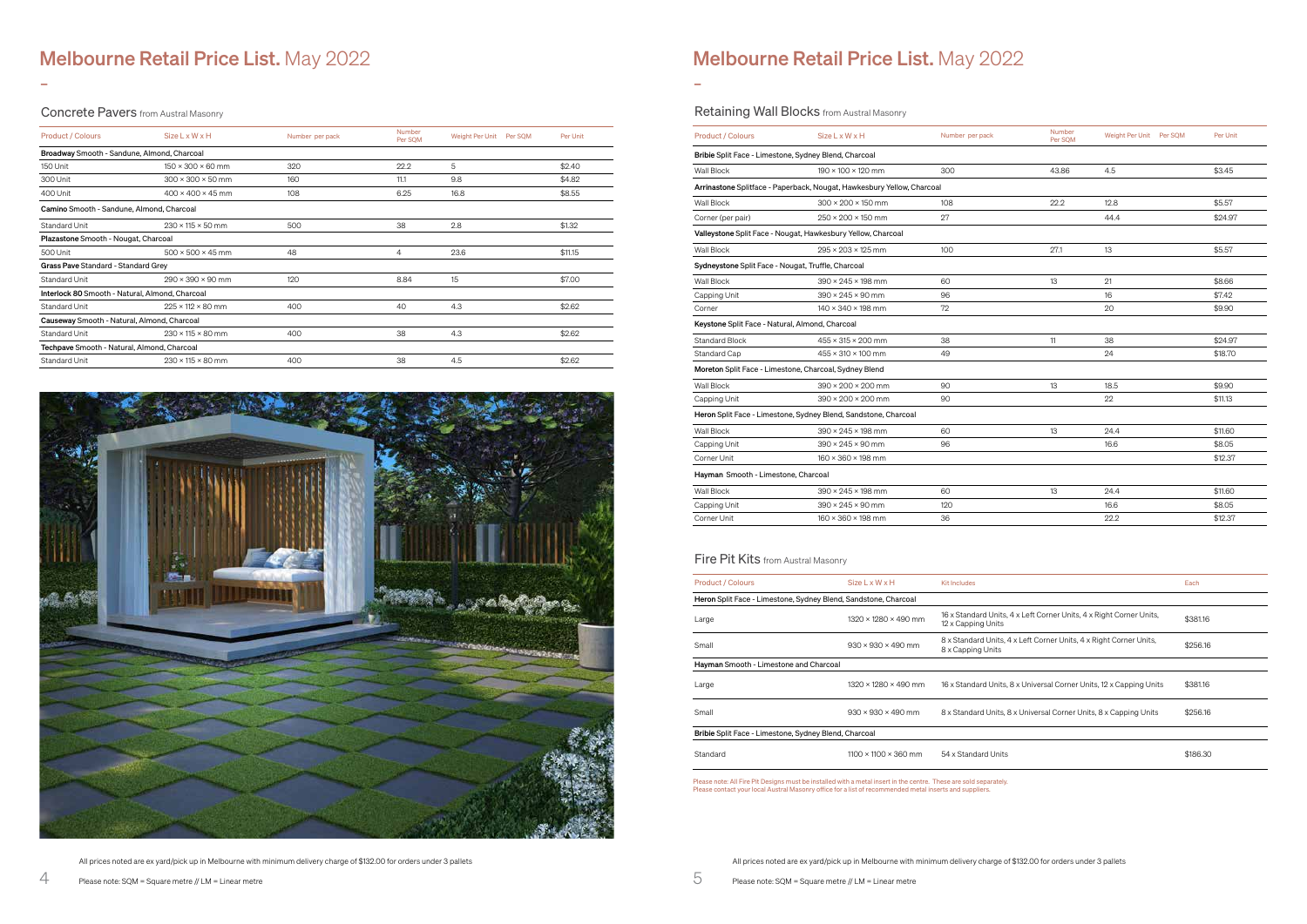# Melbourne Retail Price List. May 2022

## Concrete Pavers from Austral Masonry

| Product / Colours | Size L x W x H | Number per pack | Number Per SQM | Weight Per Unit | Per SQM | Per Unit |
|---|---|---|---|---|---|---|
| **Broadway** Smooth - Sandune, Almond, Charcoal | | | | | | |
| 150 Unit | 150 × 300 × 60 mm | 320 | 22.2 | 5 | | $2.40 |
| 300 Unit | 300 × 300 × 50 mm | 160 | 11.1 | 9.8 | | $4.82 |
| 400 Unit | 400 × 400 × 45 mm | 108 | 6.25 | 16.8 | | $8.55 |
| **Camino** Smooth - Sandune, Almond, Charcoal | | | | | | |
| Standard Unit | 230 × 115 × 50 mm | 500 | 38 | 2.8 | | $1.32 |
| **Plazastone** Smooth - Nougat, Charcoal | | | | | | |
| 500 Unit | 500 × 500 × 45 mm | 48 | 4 | 23.6 | | $11.15 |
| **Grass Pave** Standard - Standard Grey | | | | | | |
| Standard Unit | 290 × 390 × 90 mm | 120 | 8.84 | 15 | | $7.00 |
| **Interlock 80** Smooth - Natural, Almond, Charcoal | | | | | | |
| Standard Unit | 225 × 112 × 80 mm | 400 | 40 | 4.3 | | $2.62 |
| **Causeway** Smooth - Natural, Almond, Charcoal | | | | | | |
| Standard Unit | 230 × 115 × 80 mm | 400 | 38 | 4.3 | | $2.62 |
| **Techpave** Smooth - Natural, Almond, Charcoal | | | | | | |
| Standard Unit | 230 × 115 × 80 mm | 400 | 38 | 4.5 | | $2.62 |

All prices noted are ex yard/pick up in Melbourne with minimum delivery charge of $132.00 for orders under 3 pallets

Please note: SQM = Square metre // LM = Linear metre

# Melbourne Retail Price List. May 2022

## Retaining Wall Blocks from Austral Masonry

| Product / Colours | Size L x W x H | Number per pack | Number Per SQM | Weight Per Unit | Per SQM | Per Unit |
|---|---|---|---|---|---|---|
| **Bribie** Split Face - Limestone, Sydney Blend, Charcoal | | | | | | |
| Wall Block | 190 × 100 × 120 mm | 300 | 43.86 | 4.5 | | $3.45 |
| **Arrinastone** Splitface - Paperback, Nougat, Hawkesbury Yellow, Charcoal | | | | | | |
| Wall Block | 300 × 200 × 150 mm | 108 | 22.2 | 12.8 | | $5.57 |
| Corner (per pair) | 250 × 200 × 150 mm | 27 | | 44.4 | | $24.97 |
| **Valleystone** Split Face - Nougat, Hawkesbury Yellow, Charcoal | | | | | | |
| Wall Block | 295 × 203 × 125 mm | 100 | 27.1 | 13 | | $5.57 |
| **Sydneystone** Split Face - Nougat, Truffle, Charcoal | | | | | | |
| Wall Block | 390 × 245 × 198 mm | 60 | 13 | 21 | | $8.66 |
| Capping Unit | 390 × 245 × 90 mm | 96 | | 16 | | $7.42 |
| Corner | 140 × 340 × 198 mm | 72 | | 20 | | $9.90 |
| **Keystone** Split Face - Natural, Almond, Charcoal | | | | | | |
| Standard Block | 455 × 315 × 200 mm | 38 | 11 | 38 | | $24.97 |
| Standard Cap | 455 × 310 × 100 mm | 49 | | 24 | | $18.70 |
| **Moreton** Split Face - Limestone, Charcoal, Sydney Blend | | | | | | |
| Wall Block | 390 × 200 × 200 mm | 90 | 13 | 18.5 | | $9.90 |
| Capping Unit | 390 × 200 × 200 mm | 90 | | 22 | | $11.13 |
| **Heron** Split Face - Limestone, Sydney Blend, Sandstone, Charcoal | | | | | | |
| Wall Block | 390 × 245 × 198 mm | 60 | 13 | 24.4 | | $11.60 |
| Capping Unit | 390 × 245 × 90 mm | 96 | | 16.6 | | $8.05 |
| Corner Unit | 160 × 360 × 198 mm | | | | | $12.37 |
| **Hayman** Smooth - Limestone, Charcoal | | | | | | |
| Wall Block | 390 × 245 × 198 mm | 60 | 13 | 24.4 | | $11.60 |
| Capping Unit | 390 × 245 × 90 mm | 120 | | 16.6 | | $8.05 |
| Corner Unit | 160 × 360 × 198 mm | 36 | | 22.2 | | $12.37 |

## Fire Pit Kits from Austral Masonry

| Product / Colours | Size L x W x H | Kit Includes | Each |
|---|---|---|---|
| **Heron** Split Face - Limestone, Sydney Blend, Sandstone, Charcoal | | | |
| Large | 1320 × 1280 × 490 mm | 16 x Standard Units, 4 x Left Corner Units, 4 x Right Corner Units, 12 x Capping Units | $381.16 |
| Small | 930 × 930 × 490 mm | 8 x Standard Units, 4 x Left Corner Units, 4 x Right Corner Units, 8 x Capping Units | $256.16 |
| **Hayman** Smooth - Limestone and Charcoal | | | |
| Large | 1320 × 1280 × 490 mm | 16 x Standard Units, 8 x Universal Corner Units, 12 x Capping Units | $381.16 |
| Small | 930 × 930 × 490 mm | 8 x Standard Units, 8 x Universal Corner Units, 8 x Capping Units | $256.16 |
| **Bribie** Split Face - Limestone, Sydney Blend, Charcoal | | | |
| Standard | 1100 × 1100 × 360 mm | 54 x Standard Units | $186.30 |

Please note: All Fire Pit Designs must be installed with a metal insert in the centre. These are sold separately. Please contact your local Austral Masonry office for a list of recommended metal inserts and suppliers.

All prices noted are ex yard/pick up in Melbourne with minimum delivery charge of $132.00 for orders under 3 pallets

Please note: SQM = Square metre // LM = Linear metre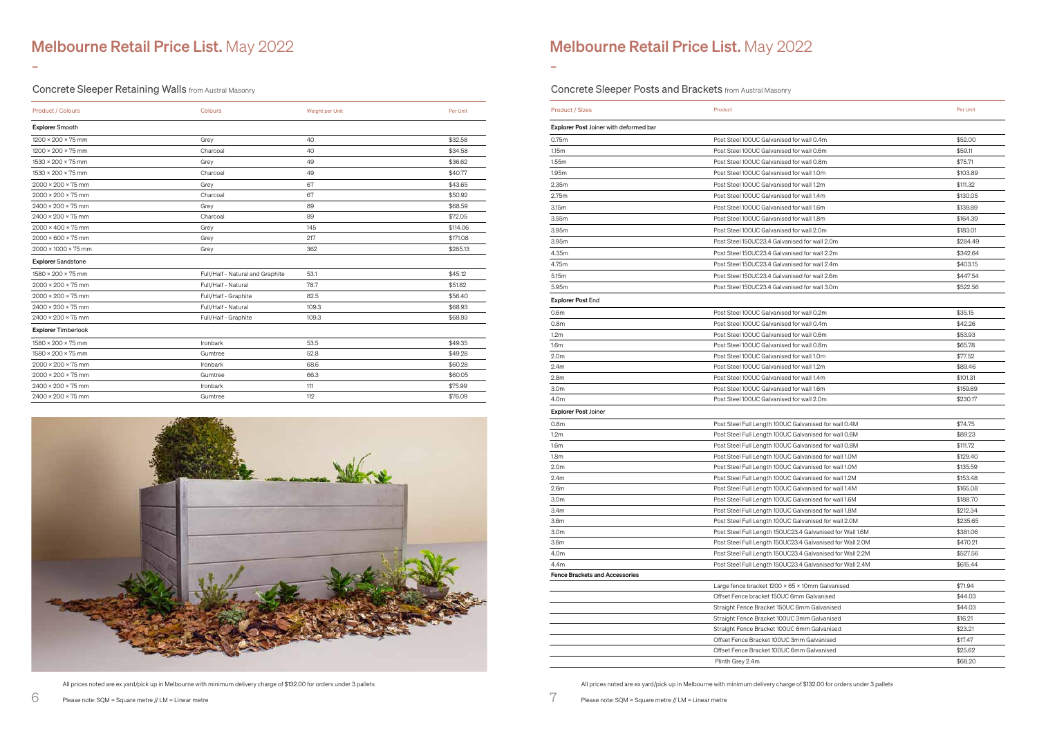# Melbourne Retail Price List. May 2022

## Concrete Sleeper Retaining Walls from Austral Masonry

| Product / Colours | Colours | Weight per Unit | Per Unit |
|---|---|---|---|
| **Explorer** Smooth | | | |
| 1200 × 200 × 75 mm | Grey | 40 | $32.58 |
| 1200 × 200 × 75 mm | Charcoal | 40 | $34.58 |
| 1530 × 200 × 75 mm | Grey | 49 | $36.62 |
| 1530 × 200 × 75 mm | Charcoal | 49 | $40.77 |
| 2000 × 200 × 75 mm | Grey | 67 | $43.65 |
| 2000 × 200 × 75 mm | Charcoal | 67 | $50.92 |
| 2400 × 200 × 75 mm | Grey | 89 | $68.59 |
| 2400 × 200 × 75 mm | Charcoal | 89 | $72.05 |
| 2000 × 400 × 75 mm | Grey | 145 | $114.06 |
| 2000 × 600 × 75 mm | Grey | 217 | $171.08 |
| 2000 × 1000 × 75 mm | Grey | 362 | $285.13 |
| **Explorer** Sandstone | | | |
| 1580 × 200 × 75 mm | Full/Half - Natural and Graphite | 53.1 | $45.12 |
| 2000 × 200 × 75 mm | Full/Half - Natural | 78.7 | $51.82 |
| 2000 × 200 × 75 mm | Full/Half - Graphite | 82.5 | $56.40 |
| 2400 × 200 × 75 mm | Full/Half - Natural | 109.3 | $68.93 |
| 2400 × 200 × 75 mm | Full/Half - Graphite | 109.3 | $68.93 |
| **Explorer** Timberlook | | | |
| 1580 × 200 × 75 mm | Ironbark | 53.5 | $49.35 |
| 1580 × 200 × 75 mm | Gumtree | 52.8 | $49.28 |
| 2000 × 200 × 75 mm | Ironbark | 68.6 | $60.28 |
| 2000 × 200 × 75 mm | Gumtree | 66.3 | $60.05 |
| 2400 × 200 × 75 mm | Ironbark | 111 | $75.99 |
| 2400 × 200 × 75 mm | Gumtree | 112 | $76.09 |

All prices noted are ex yard/pick up in Melbourne with minimum delivery charge of $132.00 for orders under 3 pallets

Please note: SQM = Square metre // LM = Linear metre

# Melbourne Retail Price List. May 2022

## Concrete Sleeper Posts and Brackets from Austral Masonry

| Product / Sizes | Product | Per Unit |
|---|---|---|
| **Explorer Post** Joiner with deformed bar | | |
| 0.75m | Post Steel 100UC Galvanised for wall 0.4m | $52.00 |
| 1.15m | Post Steel 100UC Galvanised for wall 0.6m | $59.11 |
| 1.55m | Post Steel 100UC Galvanised for wall 0.8m | $75.71 |
| 1.95m | Post Steel 100UC Galvanised for wall 1.0m | $103.89 |
| 2.35m | Post Steel 100UC Galvanised for wall 1.2m | $111.32 |
| 2.75m | Post Steel 100UC Galvanised for wall 1.4m | $130.05 |
| 3.15m | Post Steel 100UC Galvanised for wall 1.6m | $139.89 |
| 3.55m | Post Steel 100UC Galvanised for wall 1.8m | $164.39 |
| 3.95m | Post Steel 100UC Galvanised for wall 2.0m | $183.01 |
| 3.95m | Post Steel 150UC23.4 Galvanised for wall 2.0m | $284.49 |
| 4.35m | Post Steel 150UC23.4 Galvanised for wall 2.2m | $342.64 |
| 4.75m | Post Steel 150UC23.4 Galvanised for wall 2.4m | $403.15 |
| 5.15m | Post Steel 150UC23.4 Galvanised for wall 2.6m | $447.54 |
| 5.95m | Post Steel 150UC23.4 Galvanised for wall 3.0m | $522.56 |
| **Explorer Post** End | | |
| 0.6m | Post Steel 100UC Galvanised for wall 0.2m | $35.15 |
| 0.8m | Post Steel 100UC Galvanised for wall 0.4m | $42.26 |
| 1.2m | Post Steel 100UC Galvanised for wall 0.6m | $53.93 |
| 1.6m | Post Steel 100UC Galvanised for wall 0.8m | $65.78 |
| 2.0m | Post Steel 100UC Galvanised for wall 1.0m | $77.52 |
| 2.4m | Post Steel 100UC Galvanised for wall 1.2m | $89.46 |
| 2.8m | Post Steel 100UC Galvanised for wall 1.4m | $101.31 |
| 3.0m | Post Steel 100UC Galvanised for wall 1.6m | $159.69 |
| 4.0m | Post Steel 100UC Galvanised for wall 2.0m | $230.17 |
| **Explorer Post** Joiner | | |
| 0.8m | Post Steel Full Length 100UC Galvanised for wall 0.4M | $74.75 |
| 1.2m | Post Steel Full Length 100UC Galvanised for wall 0.6M | $89.23 |
| 1.6m | Post Steel Full Length 100UC Galvanised for wall 0.8M | $111.72 |
| 1.8m | Post Steel Full Length 100UC Galvanised for wall 1.0M | $129.40 |
| 2.0m | Post Steel Full Length 100UC Galvanised for wall 1.0M | $135.59 |
| 2.4m | Post Steel Full Length 100UC Galvanised for wall 1.2M | $153.48 |
| 2.6m | Post Steel Full Length 100UC Galvanised for wall 1.4M | $165.08 |
| 3.0m | Post Steel Full Length 100UC Galvanised for wall 1.6M | $188.70 |
| 3.4m | Post Steel Full Length 100UC Galvanised for wall 1.8M | $212.34 |
| 3.6m | Post Steel Full Length 100UC Galvanised for wall 2.0M | $235.65 |
| 3.0m | Post Steel Full Length 150UC23.4 Galvanised for Wall 1.6M | $381.06 |
| 3.6m | Post Steel Full Length 150UC23.4 Galvanised for Wall 2.0M | $470.21 |
| 4.0m | Post Steel Full Length 150UC23.4 Galvanised for Wall 2.2M | $527.56 |
| 4.4m | Post Steel Full Length 150UC23.4 Galvanised for Wall 2.4M | $615.44 |
| **Fence Brackets and Accessories** | | |
| | Large fence bracket 1200 × 65 × 10mm Galvanised | $71.94 |
| | Offset Fence bracket 150UC 6mm Galvanised | $44.03 |
| | Straight Fence Bracket 150UC 6mm Galvanised | $44.03 |
| | Straight Fence Bracket 100UC 3mm Galvanised | $16.21 |
| | Straight Fence Bracket 100UC 6mm Galvanised | $23.21 |
| | Offset Fence Bracket 100UC 3mm Galvanised | $17.47 |
| | Offset Fence Bracket 100UC 6mm Galvanised | $25.62 |
| | Plinth Grey 2.4m | $68.20 |

All prices noted are ex yard/pick up in Melbourne with minimum delivery charge of $132.00 for orders under 3 pallets

Please note: SQM = Square metre // LM = Linear metre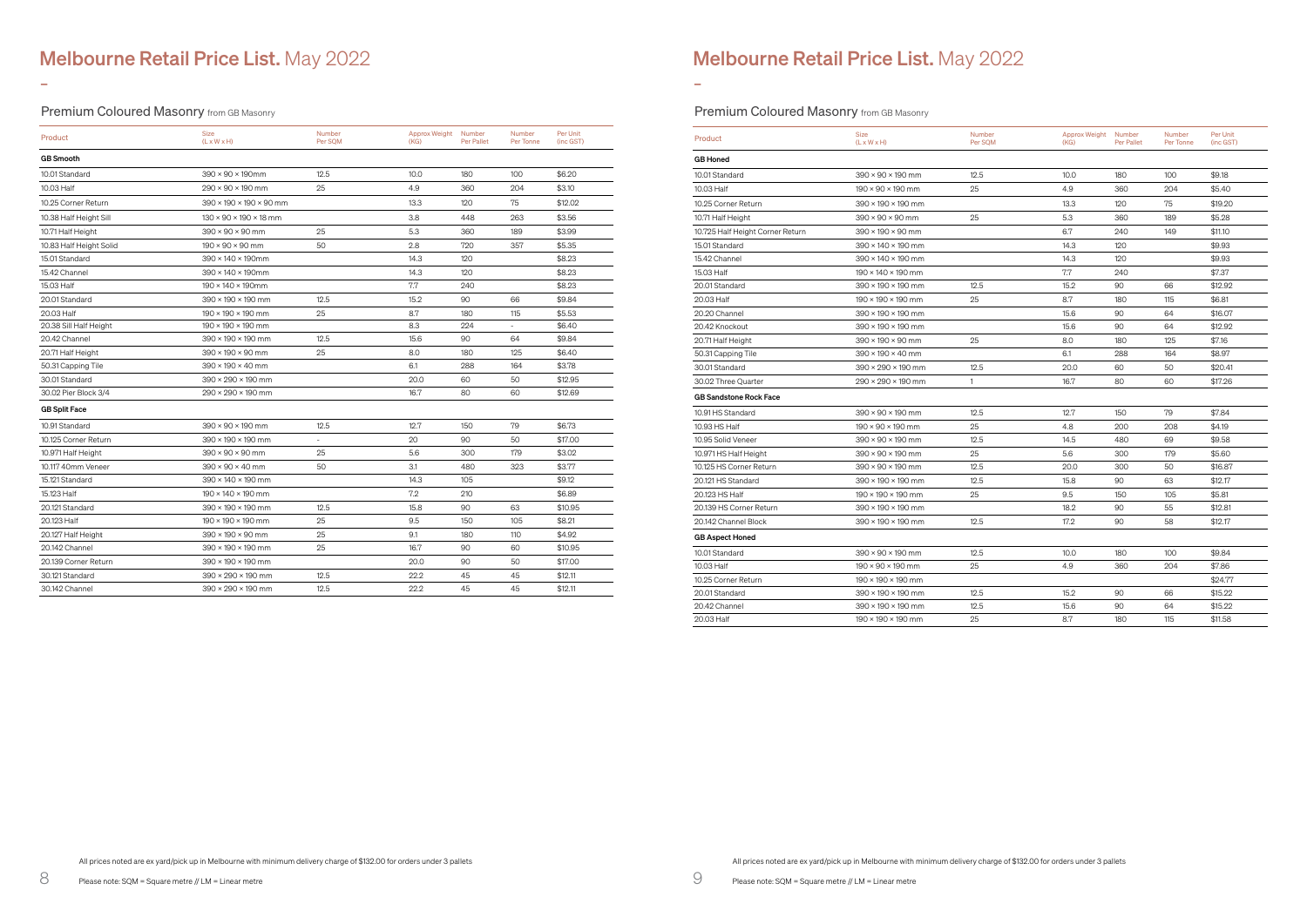# Melbourne Retail Price List. May 2022

## Premium Coloured Masonry from GB Masonry

| Product | Size (L x W x H) | Number Per SQM | Approx Weight (KG) | Number Per Pallet | Number Per Tonne | Per Unit (inc GST) |
|---|---|---|---|---|---|---|
| **GB Smooth** | | | | | | |
| 10.01 Standard | 390 × 90 × 190mm | 12.5 | 10.0 | 180 | 100 | $6.20 |
| 10.03 Half | 290 × 90 × 190 mm | 25 | 4.9 | 360 | 204 | $3.10 |
| 10.25 Corner Return | 390 × 190 × 190 × 90 mm | | 13.3 | 120 | 75 | $12.02 |
| 10.38 Half Height Sill | 130 × 90 × 190 × 18 mm | | 3.8 | 448 | 263 | $3.56 |
| 10.71 Half Height | 390 × 90 × 90 mm | 25 | 5.3 | 360 | 189 | $3.99 |
| 10.83 Half Height Solid | 190 × 90 × 90 mm | 50 | 2.8 | 720 | 357 | $5.35 |
| 15.01 Standard | 390 × 140 × 190mm | | 14.3 | 120 | | $8.23 |
| 15.42 Channel | 390 × 140 × 190mm | | 14.3 | 120 | | $8.23 |
| 15.03 Half | 190 × 140 × 190mm | | 7.7 | 240 | | $8.23 |
| 20.01 Standard | 390 × 190 × 190 mm | 12.5 | 15.2 | 90 | 66 | $9.84 |
| 20.03 Half | 190 × 190 × 190 mm | 25 | 8.7 | 180 | 115 | $5.53 |
| 20.38 Sill Half Height | 190 × 190 × 190 mm | | 8.3 | 224 | - | $6.40 |
| 20.42 Channel | 390 × 190 × 190 mm | 12.5 | 15.6 | 90 | 64 | $9.84 |
| 20.71 Half Height | 390 × 190 × 90 mm | 25 | 8.0 | 180 | 125 | $6.40 |
| 50.31 Capping Tile | 390 × 190 × 40 mm | | 6.1 | 288 | 164 | $3.78 |
| 30.01 Standard | 390 × 290 × 190 mm | | 20.0 | 60 | 50 | $12.95 |
| 30.02 Pier Block 3/4 | 290 × 290 × 190 mm | | 16.7 | 80 | 60 | $12.69 |
| **GB Split Face** | | | | | | |
| 10.91 Standard | 390 × 90 × 190 mm | 12.5 | 12.7 | 150 | 79 | $6.73 |
| 10.125 Corner Return | 390 × 190 × 190 mm | - | 20 | 90 | 50 | $17.00 |
| 10.971 Half Height | 390 × 90 × 90 mm | 25 | 5.6 | 300 | 179 | $3.02 |
| 10.117 40mm Veneer | 390 × 90 × 40 mm | 50 | 3.1 | 480 | 323 | $3.77 |
| 15.121 Standard | 390 × 140 × 190 mm | | 14.3 | 105 | | $9.12 |
| 15.123 Half | 190 × 140 × 190 mm | | 7.2 | 210 | | $6.89 |
| 20.121 Standard | 390 × 190 × 190 mm | 12.5 | 15.8 | 90 | 63 | $10.95 |
| 20.123 Half | 190 × 190 × 190 mm | 25 | 9.5 | 150 | 105 | $8.21 |
| 20.127 Half Height | 390 × 190 × 90 mm | 25 | 9.1 | 180 | 110 | $4.92 |
| 20.142 Channel | 390 × 190 × 190 mm | 25 | 16.7 | 90 | 60 | $10.95 |
| 20.139 Corner Return | 390 × 190 × 190 mm | | 20.0 | 90 | 50 | $17.00 |
| 30.121 Standard | 390 × 290 × 190 mm | 12.5 | 22.2 | 45 | 45 | $12.11 |
| 30.142 Channel | 390 × 290 × 190 mm | 12.5 | 22.2 | 45 | 45 | $12.11 |

All prices noted are ex yard/pick up in Melbourne with minimum delivery charge of $132.00 for orders under 3 pallets

Please note: SQM = Square metre // LM = Linear metre

# Melbourne Retail Price List. May 2022

## Premium Coloured Masonry from GB Masonry

| Product | Size (L x W x H) | Number Per SQM | Approx Weight (KG) | Number Per Pallet | Number Per Tonne | Per Unit (inc GST) |
|---|---|---|---|---|---|---|
| **GB Honed** | | | | | | |
| 10.01 Standard | 390 × 90 × 190 mm | 12.5 | 10.0 | 180 | 100 | $9.18 |
| 10.03 Half | 190 × 90 × 190 mm | 25 | 4.9 | 360 | 204 | $5.40 |
| 10.25 Corner Return | 390 × 190 × 190 mm | | 13.3 | 120 | 75 | $19.20 |
| 10.71 Half Height | 390 × 90 × 90 mm | 25 | 5.3 | 360 | 189 | $5.28 |
| 10.725 Half Height Corner Return | 390 × 190 × 90 mm | | 6.7 | 240 | 149 | $11.10 |
| 15.01 Standard | 390 × 140 × 190 mm | | 14.3 | 120 | | $9.93 |
| 15.42 Channel | 390 × 140 × 190 mm | | 14.3 | 120 | | $9.93 |
| 15.03 Half | 190 × 140 × 190 mm | | 7.7 | 240 | | $7.37 |
| 20.01 Standard | 390 × 190 × 190 mm | 12.5 | 15.2 | 90 | 66 | $12.92 |
| 20.03 Half | 190 × 190 × 190 mm | 25 | 8.7 | 180 | 115 | $6.81 |
| 20.20 Channel | 390 × 190 × 190 mm | | 15.6 | 90 | 64 | $16.07 |
| 20.42 Knockout | 390 × 190 × 190 mm | | 15.6 | 90 | 64 | $12.92 |
| 20.71 Half Height | 390 × 190 × 90 mm | 25 | 8.0 | 180 | 125 | $7.16 |
| 50.31 Capping Tile | 390 × 190 × 40 mm | | 6.1 | 288 | 164 | $8.97 |
| 30.01 Standard | 390 × 290 × 190 mm | 12.5 | 20.0 | 60 | 50 | $20.41 |
| 30.02 Three Quarter | 290 × 290 × 190 mm | 1 | 16.7 | 80 | 60 | $17.26 |
| **GB Sandstone Rock Face** | | | | | | |
| 10.91 HS Standard | 390 × 90 × 190 mm | 12.5 | 12.7 | 150 | 79 | $7.84 |
| 10.93 HS Half | 190 × 90 × 190 mm | 25 | 4.8 | 200 | 208 | $4.19 |
| 10.95 Solid Veneer | 390 × 90 × 190 mm | 12.5 | 14.5 | 480 | 69 | $9.58 |
| 10.971 HS Half Height | 390 × 90 × 190 mm | 25 | 5.6 | 300 | 179 | $5.60 |
| 10.125 HS Corner Return | 390 × 90 × 190 mm | 12.5 | 20.0 | 300 | 50 | $16.87 |
| 20.121 HS Standard | 390 × 190 × 190 mm | 12.5 | 15.8 | 90 | 63 | $12.17 |
| 20.123 HS Half | 190 × 190 × 190 mm | 25 | 9.5 | 150 | 105 | $5.81 |
| 20.139 HS Corner Return | 390 × 190 × 190 mm | | 18.2 | 90 | 55 | $12.81 |
| 20.142 Channel Block | 390 × 190 × 190 mm | 12.5 | 17.2 | 90 | 58 | $12.17 |
| **GB Aspect Honed** | | | | | | |
| 10.01 Standard | 390 × 90 × 190 mm | 12.5 | 10.0 | 180 | 100 | $9.84 |
| 10.03 Half | 190 × 90 × 190 mm | 25 | 4.9 | 360 | 204 | $7.86 |
| 10.25 Corner Return | 190 × 190 × 190 mm | | | | | $24.77 |
| 20.01 Standard | 390 × 190 × 190 mm | 12.5 | 15.2 | 90 | 66 | $15.22 |
| 20.42 Channel | 390 × 190 × 190 mm | 12.5 | 15.6 | 90 | 64 | $15.22 |
| 20.03 Half | 190 × 190 × 190 mm | 25 | 8.7 | 180 | 115 | $11.58 |

All prices noted are ex yard/pick up in Melbourne with minimum delivery charge of $132.00 for orders under 3 pallets

Please note: SQM = Square metre // LM = Linear metre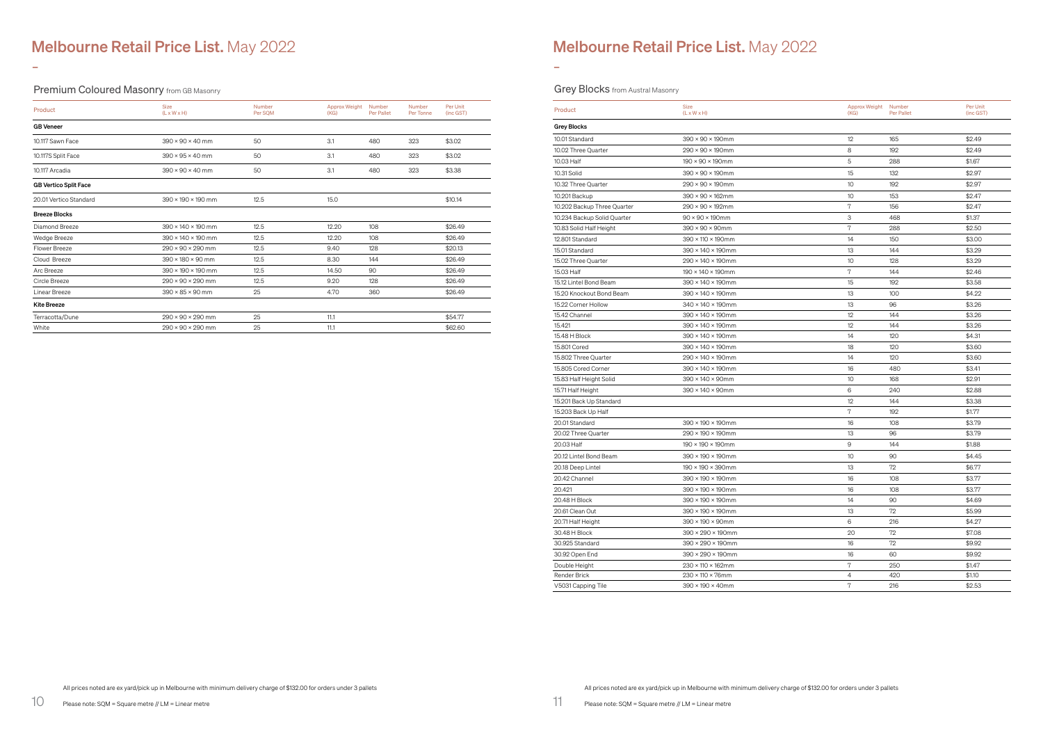# Melbourne Retail Price List. May 2022

## Premium Coloured Masonry from GB Masonry

| Product | Size (L x W x H) | Number Per SQM | Approx Weight (KG) | Number Per Pallet | Number Per Tonne | Per Unit (inc GST) |
|---|---|---|---|---|---|---|
| **GB Veneer** | | | | | | |
| 10.117 Sawn Face | 390 × 90 × 40 mm | 50 | 3.1 | 480 | 323 | $3.02 |
| 10.117S Split Face | 390 × 95 × 40 mm | 50 | 3.1 | 480 | 323 | $3.02 |
| 10.117 Arcadia | 390 × 90 × 40 mm | 50 | 3.1 | 480 | 323 | $3.38 |
| **GB Vertico Split Face** | | | | | | |
| 20.01 Vertico Standard | 390 × 190 × 190 mm | 12.5 | 15.0 | | | $10.14 |
| **Breeze Blocks** | | | | | | |
| Diamond Breeze | 390 × 140 × 190 mm | 12.5 | 12.20 | 108 | | $26.49 |
| Wedge Breeze | 390 × 140 × 190 mm | 12.5 | 12.20 | 108 | | $26.49 |
| Flower Breeze | 290 × 90 × 290 mm | 12.5 | 9.40 | 128 | | $20.13 |
| Cloud Breeze | 390 × 180 × 90 mm | 12.5 | 8.30 | 144 | | $26.49 |
| Arc Breeze | 390 × 190 × 190 mm | 12.5 | 14.50 | 90 | | $26.49 |
| Circle Breeze | 290 × 90 × 290 mm | 12.5 | 9.20 | 128 | | $26.49 |
| Linear Breeze | 390 × 85 × 90 mm | 25 | 4.70 | 360 | | $26.49 |
| **Kite Breeze** | | | | | | |
| Terracotta/Dune | 290 × 90 × 290 mm | 25 | 11.1 | | | $54.77 |
| White | 290 × 90 × 290 mm | 25 | 11.1 | | | $62.60 |

All prices noted are ex yard/pick up in Melbourne with minimum delivery charge of $132.00 for orders under 3 pallets

Please note: SQM = Square metre // LM = Linear metre

# Melbourne Retail Price List. May 2022

## Grey Blocks from Austral Masonry

| Product | Size (L x W x H) | Approx Weight (KG) | Number Per Pallet | Per Unit (inc GST) |
|---|---|---|---|---|
| **Grey Blocks** | | | | |
| 10.01 Standard | 390 × 90 × 190mm | 12 | 165 | $2.49 |
| 10.02 Three Quarter | 290 × 90 × 190mm | 8 | 192 | $2.49 |
| 10.03 Half | 190 × 90 × 190mm | 5 | 288 | $1.67 |
| 10.31 Solid | 390 × 90 × 190mm | 15 | 132 | $2.97 |
| 10.32 Three Quarter | 290 × 90 × 190mm | 10 | 192 | $2.97 |
| 10.201 Backup | 390 × 90 × 162mm | 10 | 153 | $2.47 |
| 10.202 Backup Three Quarter | 290 × 90 × 192mm | 7 | 156 | $2.47 |
| 10.234 Backup Solid Quarter | 90 × 90 × 190mm | 3 | 468 | $1.37 |
| 10.83 Solid Half Height | 390 × 90 × 90mm | 7 | 288 | $2.50 |
| 12.801 Standard | 390 × 110 × 190mm | 14 | 150 | $3.00 |
| 15.01 Standard | 390 × 140 × 190mm | 13 | 144 | $3.29 |
| 15.02 Three Quarter | 290 × 140 × 190mm | 10 | 128 | $3.29 |
| 15.03 Half | 190 × 140 × 190mm | 7 | 144 | $2.46 |
| 15.12 Lintel Bond Beam | 390 × 140 × 190mm | 15 | 192 | $3.58 |
| 15.20 Knockout Bond Beam | 390 × 140 × 190mm | 13 | 100 | $4.22 |
| 15.22 Corner Hollow | 340 × 140 × 190mm | 13 | 96 | $3.26 |
| 15.42 Channel | 390 × 140 × 190mm | 12 | 144 | $3.26 |
| 15.421 | 390 × 140 × 190mm | 12 | 144 | $3.26 |
| 15.48 H Block | 390 × 140 × 190mm | 14 | 120 | $4.31 |
| 15.801 Cored | 390 × 140 × 190mm | 18 | 120 | $3.60 |
| 15.802 Three Quarter | 290 × 140 × 190mm | 14 | 120 | $3.60 |
| 15.805 Cored Corner | 390 × 140 × 190mm | 16 | 480 | $3.41 |
| 15.83 Half Height Solid | 390 × 140 × 90mm | 10 | 168 | $2.91 |
| 15.71 Half Height | 390 × 140 × 90mm | 6 | 240 | $2.88 |
| 15.201 Back Up Standard | | 12 | 144 | $3.38 |
| 15.203 Back Up Half | | 7 | 192 | $1.77 |
| 20.01 Standard | 390 × 190 × 190mm | 16 | 108 | $3.79 |
| 20.02 Three Quarter | 290 × 190 × 190mm | 13 | 96 | $3.79 |
| 20.03 Half | 190 × 190 × 190mm | 9 | 144 | $1.88 |
| 20.12 Lintel Bond Beam | 390 × 190 × 190mm | 10 | 90 | $4.45 |
| 20.18 Deep Lintel | 190 × 190 × 390mm | 13 | 72 | $6.77 |
| 20.42 Channel | 390 × 190 × 190mm | 16 | 108 | $3.77 |
| 20.421 | 390 × 190 × 190mm | 16 | 108 | $3.77 |
| 20.48 H Block | 390 × 190 × 190mm | 14 | 90 | $4.69 |
| 20.61 Clean Out | 390 × 190 × 190mm | 13 | 72 | $5.99 |
| 20.71 Half Height | 390 × 190 × 90mm | 6 | 216 | $4.27 |
| 30.48 H Block | 390 × 290 × 190mm | 20 | 72 | $7.08 |
| 30.925 Standard | 390 × 290 × 190mm | 16 | 72 | $9.92 |
| 30.92 Open End | 390 × 290 × 190mm | 16 | 60 | $9.92 |
| Double Height | 230 × 110 × 162mm | 7 | 250 | $1.47 |
| Render Brick | 230 × 110 × 76mm | 4 | 420 | $1.10 |
| V5031 Capping Tile | 390 × 190 × 40mm | 7 | 216 | $2.53 |

All prices noted are ex yard/pick up in Melbourne with minimum delivery charge of $132.00 for orders under 3 pallets

Please note: SQM = Square metre // LM = Linear metre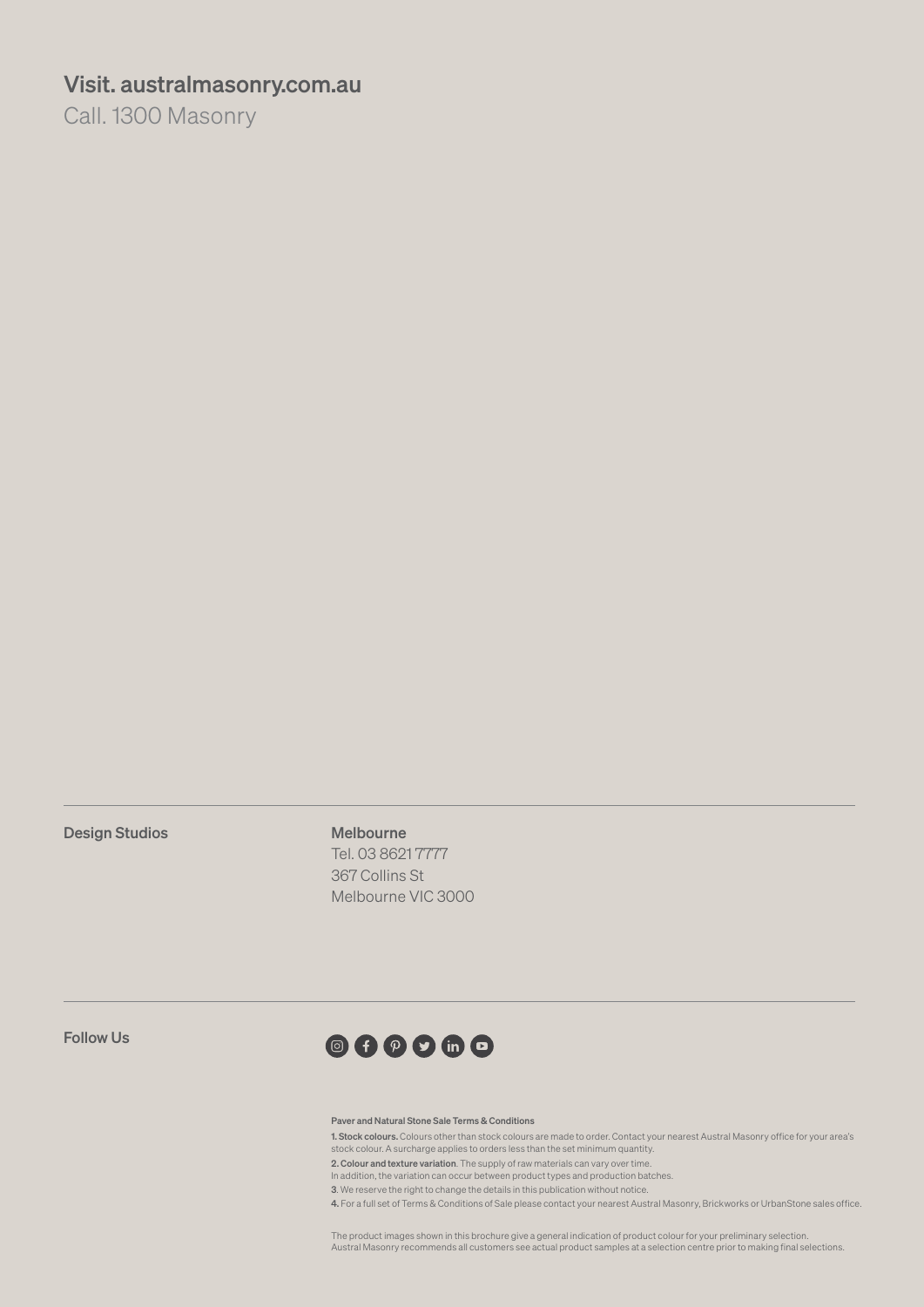**Visit. australmasonry.com.au**

Call. 1300 Masonry

---

**Design Studios**

**Melbourne**
Tel. 03 8621 7777
367 Collins St
Melbourne VIC 3000

---

**Follow Us**

**Paver and Natural Stone Sale Terms & Conditions**

**1. Stock colours.** Colours other than stock colours are made to order. Contact your nearest Austral Masonry office for your area's stock colour. A surcharge applies to orders less than the set minimum quantity.

**2. Colour and texture variation**. The supply of raw materials can vary over time. In addition, the variation can occur between product types and production batches.

**3**. We reserve the right to change the details in this publication without notice.

**4.** For a full set of Terms & Conditions of Sale please contact your nearest Austral Masonry, Brickworks or UrbanStone sales office.

The product images shown in this brochure give a general indication of product colour for your preliminary selection.
Austral Masonry recommends all customers see actual product samples at a selection centre prior to making final selections.